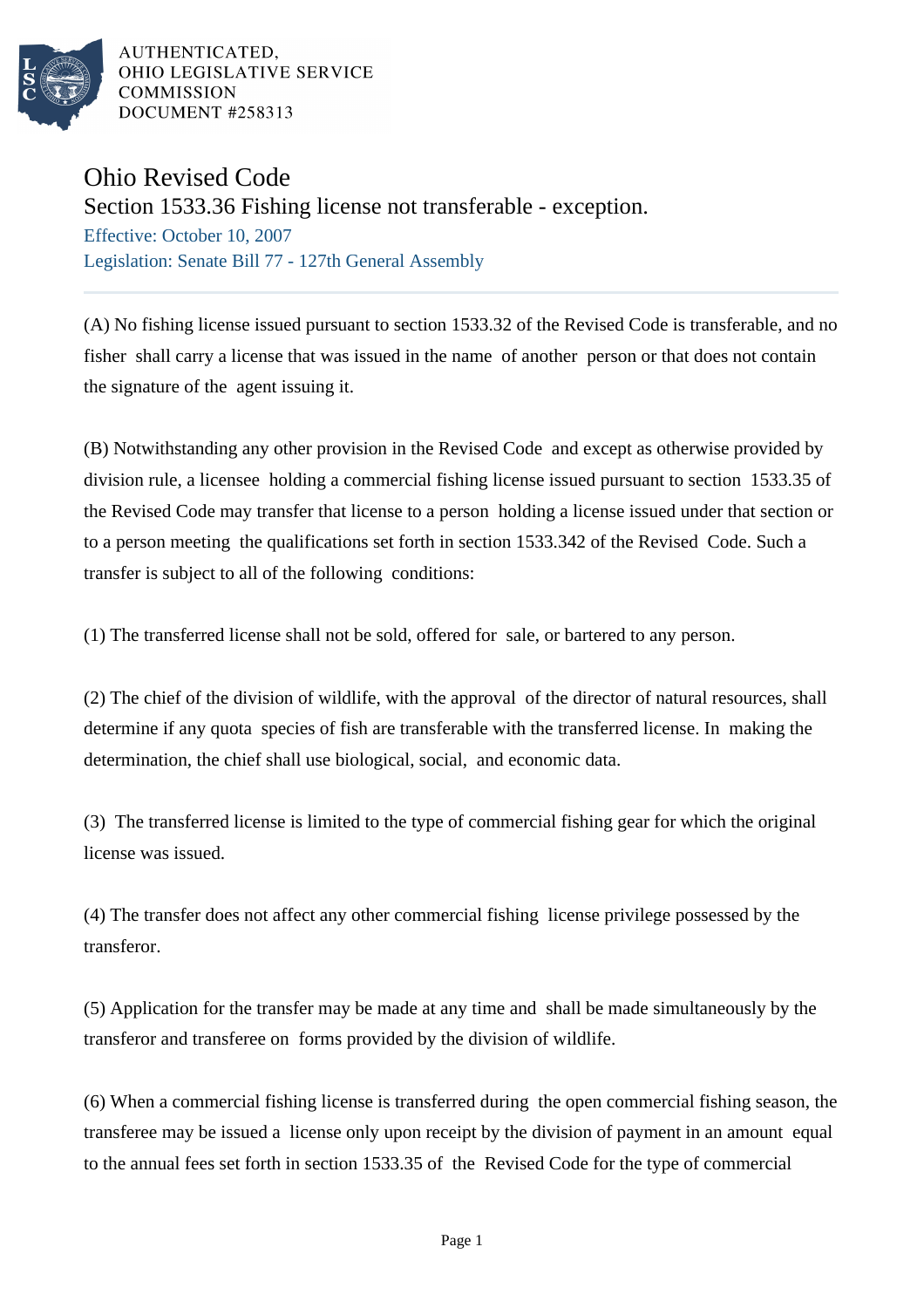AUTHENTICATED,
OHIO LEGISLATIVE SERVICE
COMMISSION
DOCUMENT #258313

# Ohio Revised Code

## Section 1533.36 Fishing license not transferable - exception.

Effective: October 10, 2007

Legislation: Senate Bill 77 - 127th General Assembly

---

(A) No fishing license issued pursuant to section 1533.32 of the Revised Code is transferable, and no fisher shall carry a license that was issued in the name of another person or that does not contain the signature of the agent issuing it.

(B) Notwithstanding any other provision in the Revised Code and except as otherwise provided by division rule, a licensee holding a commercial fishing license issued pursuant to section 1533.35 of the Revised Code may transfer that license to a person holding a license issued under that section or to a person meeting the qualifications set forth in section 1533.342 of the Revised Code. Such a transfer is subject to all of the following conditions:

(1) The transferred license shall not be sold, offered for sale, or bartered to any person.

(2) The chief of the division of wildlife, with the approval of the director of natural resources, shall determine if any quota species of fish are transferable with the transferred license. In making the determination, the chief shall use biological, social, and economic data.

(3) The transferred license is limited to the type of commercial fishing gear for which the original license was issued.

(4) The transfer does not affect any other commercial fishing license privilege possessed by the transferor.

(5) Application for the transfer may be made at any time and shall be made simultaneously by the transferor and transferee on forms provided by the division of wildlife.

(6) When a commercial fishing license is transferred during the open commercial fishing season, the transferee may be issued a license only upon receipt by the division of payment in an amount equal to the annual fees set forth in section 1533.35 of the Revised Code for the type of commercial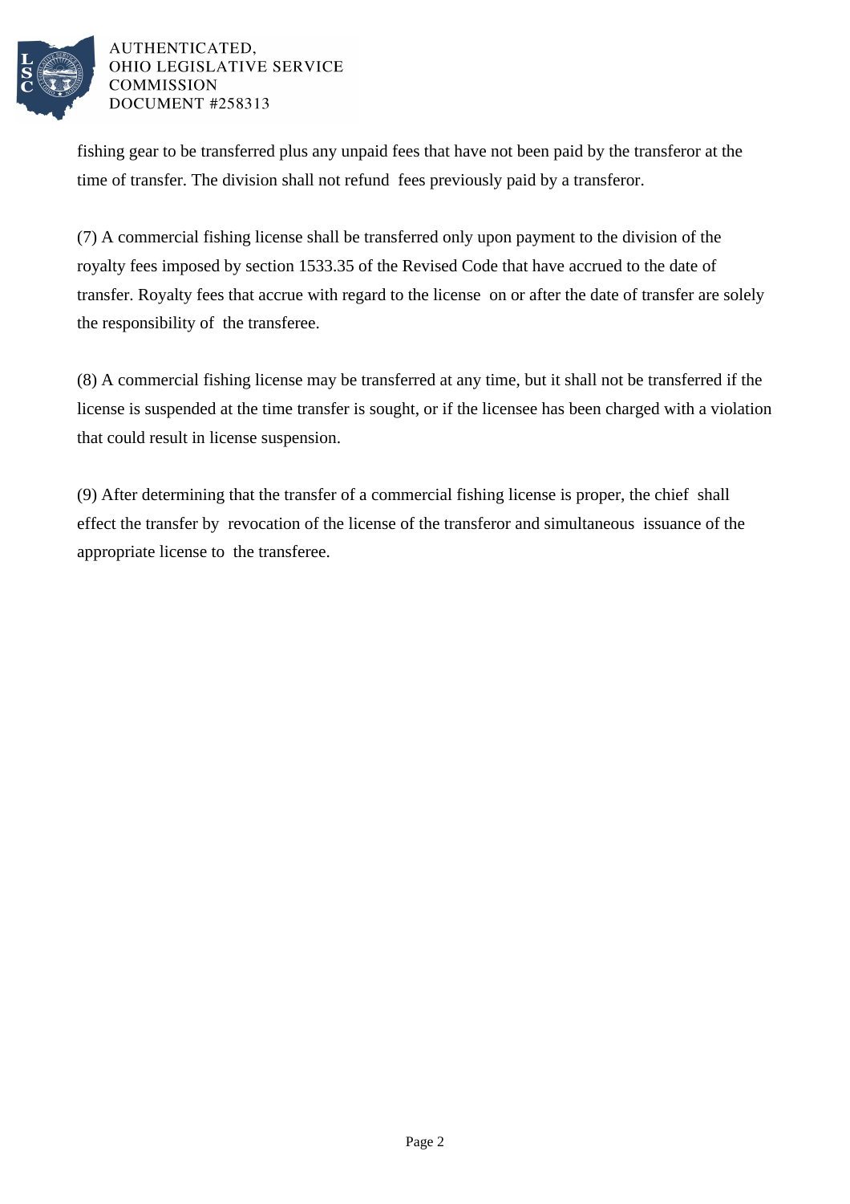fishing gear to be transferred plus any unpaid fees that have not been paid by the transferor at the time of transfer. The division shall not refund fees previously paid by a transferor.

(7) A commercial fishing license shall be transferred only upon payment to the division of the royalty fees imposed by section 1533.35 of the Revised Code that have accrued to the date of transfer. Royalty fees that accrue with regard to the license on or after the date of transfer are solely the responsibility of the transferee.

(8) A commercial fishing license may be transferred at any time, but it shall not be transferred if the license is suspended at the time transfer is sought, or if the licensee has been charged with a violation that could result in license suspension.

(9) After determining that the transfer of a commercial fishing license is proper, the chief shall effect the transfer by revocation of the license of the transferor and simultaneous issuance of the appropriate license to the transferee.